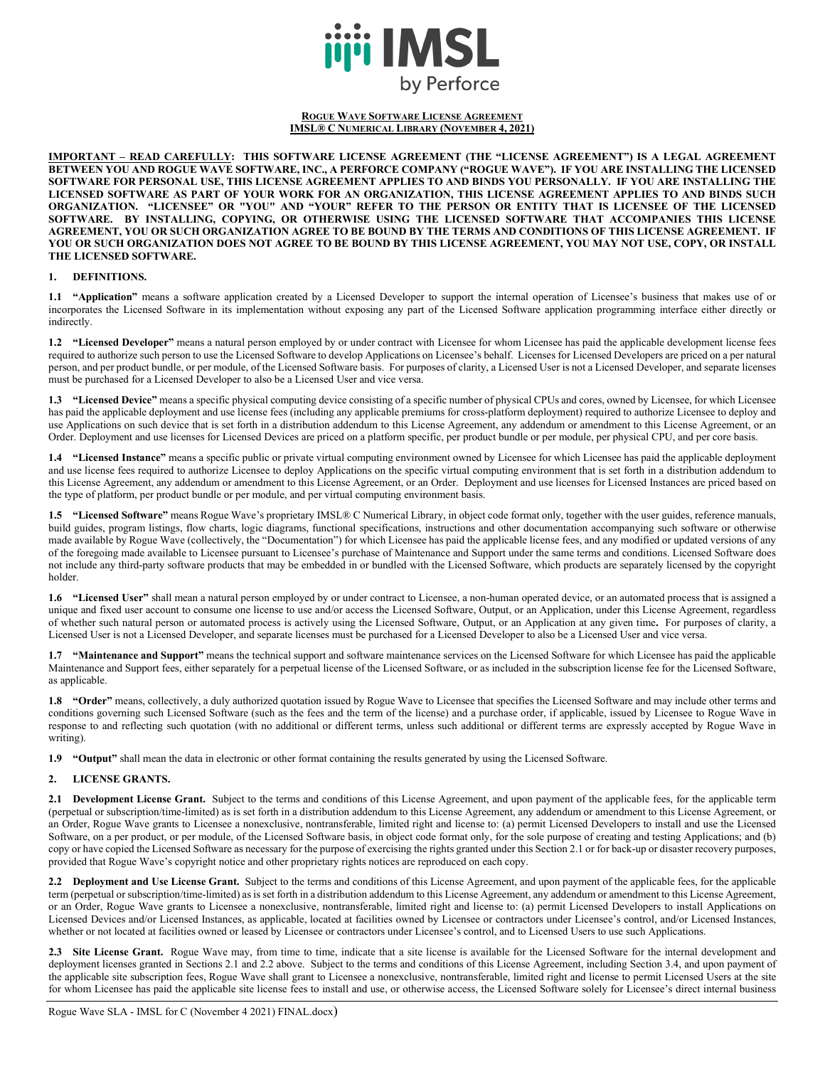IMSL by Perforce

**ROGUE WAVE SOFTWARE LICENSE AGREEMENT**
**IMSL® C NUMERICAL LIBRARY (NOVEMBER 4, 2021)**

**IMPORTANT – READ CAREFULLY: THIS SOFTWARE LICENSE AGREEMENT (THE "LICENSE AGREEMENT") IS A LEGAL AGREEMENT BETWEEN YOU AND ROGUE WAVE SOFTWARE, INC., A PERFORCE COMPANY ("ROGUE WAVE"). IF YOU ARE INSTALLING THE LICENSED SOFTWARE FOR PERSONAL USE, THIS LICENSE AGREEMENT APPLIES TO AND BINDS YOU PERSONALLY. IF YOU ARE INSTALLING THE LICENSED SOFTWARE AS PART OF YOUR WORK FOR AN ORGANIZATION, THIS LICENSE AGREEMENT APPLIES TO AND BINDS SUCH ORGANIZATION. "LICENSEE" OR "YOU" AND "YOUR" REFER TO THE PERSON OR ENTITY THAT IS LICENSEE OF THE LICENSED SOFTWARE. BY INSTALLING, COPYING, OR OTHERWISE USING THE LICENSED SOFTWARE THAT ACCOMPANIES THIS LICENSE AGREEMENT, YOU OR SUCH ORGANIZATION AGREE TO BE BOUND BY THE TERMS AND CONDITIONS OF THIS LICENSE AGREEMENT. IF YOU OR SUCH ORGANIZATION DOES NOT AGREE TO BE BOUND BY THIS LICENSE AGREEMENT, YOU MAY NOT USE, COPY, OR INSTALL THE LICENSED SOFTWARE.**

## 1. DEFINITIONS.

**1.1 "Application"** means a software application created by a Licensed Developer to support the internal operation of Licensee's business that makes use of or incorporates the Licensed Software in its implementation without exposing any part of the Licensed Software application programming interface either directly or indirectly.

**1.2 "Licensed Developer"** means a natural person employed by or under contract with Licensee for whom Licensee has paid the applicable development license fees required to authorize such person to use the Licensed Software to develop Applications on Licensee's behalf. Licenses for Licensed Developers are priced on a per natural person, and per product bundle, or per module, of the Licensed Software basis. For purposes of clarity, a Licensed User is not a Licensed Developer, and separate licenses must be purchased for a Licensed Developer to also be a Licensed User and vice versa.

**1.3 "Licensed Device"** means a specific physical computing device consisting of a specific number of physical CPUs and cores, owned by Licensee, for which Licensee has paid the applicable deployment and use license fees (including any applicable premiums for cross-platform deployment) required to authorize Licensee to deploy and use Applications on such device that is set forth in a distribution addendum to this License Agreement, any addendum or amendment to this License Agreement, or an Order. Deployment and use licenses for Licensed Devices are priced on a platform specific, per product bundle or per module, per physical CPU, and per core basis.

**1.4 "Licensed Instance"** means a specific public or private virtual computing environment owned by Licensee for which Licensee has paid the applicable deployment and use license fees required to authorize Licensee to deploy Applications on the specific virtual computing environment that is set forth in a distribution addendum to this License Agreement, any addendum or amendment to this License Agreement, or an Order. Deployment and use licenses for Licensed Instances are priced based on the type of platform, per product bundle or per module, and per virtual computing environment basis.

**1.5 "Licensed Software"** means Rogue Wave's proprietary IMSL® C Numerical Library, in object code format only, together with the user guides, reference manuals, build guides, program listings, flow charts, logic diagrams, functional specifications, instructions and other documentation accompanying such software or otherwise made available by Rogue Wave (collectively, the "Documentation") for which Licensee has paid the applicable license fees, and any modified or updated versions of any of the foregoing made available to Licensee pursuant to Licensee's purchase of Maintenance and Support under the same terms and conditions. Licensed Software does not include any third-party software products that may be embedded in or bundled with the Licensed Software, which products are separately licensed by the copyright holder.

**1.6 "Licensed User"** shall mean a natural person employed by or under contract to Licensee, a non-human operated device, or an automated process that is assigned a unique and fixed user account to consume one license to use and/or access the Licensed Software, Output, or an Application, under this License Agreement, regardless of whether such natural person or automated process is actively using the Licensed Software, Output, or an Application at any given time**.** For purposes of clarity, a Licensed User is not a Licensed Developer, and separate licenses must be purchased for a Licensed Developer to also be a Licensed User and vice versa.

**1.7 "Maintenance and Support"** means the technical support and software maintenance services on the Licensed Software for which Licensee has paid the applicable Maintenance and Support fees, either separately for a perpetual license of the Licensed Software, or as included in the subscription license fee for the Licensed Software, as applicable.

**1.8 "Order"** means, collectively, a duly authorized quotation issued by Rogue Wave to Licensee that specifies the Licensed Software and may include other terms and conditions governing such Licensed Software (such as the fees and the term of the license) and a purchase order, if applicable, issued by Licensee to Rogue Wave in response to and reflecting such quotation (with no additional or different terms, unless such additional or different terms are expressly accepted by Rogue Wave in writing).

**1.9 "Output"** shall mean the data in electronic or other format containing the results generated by using the Licensed Software.

## 2. LICENSE GRANTS.

**2.1 Development License Grant.** Subject to the terms and conditions of this License Agreement, and upon payment of the applicable fees, for the applicable term (perpetual or subscription/time-limited) as is set forth in a distribution addendum to this License Agreement, any addendum or amendment to this License Agreement, or an Order, Rogue Wave grants to Licensee a nonexclusive, nontransferable, limited right and license to: (a) permit Licensed Developers to install and use the Licensed Software, on a per product, or per module, of the Licensed Software basis, in object code format only, for the sole purpose of creating and testing Applications; and (b) copy or have copied the Licensed Software as necessary for the purpose of exercising the rights granted under this Section 2.1 or for back-up or disaster recovery purposes, provided that Rogue Wave's copyright notice and other proprietary rights notices are reproduced on each copy.

**2.2 Deployment and Use License Grant.** Subject to the terms and conditions of this License Agreement, and upon payment of the applicable fees, for the applicable term (perpetual or subscription/time-limited) as is set forth in a distribution addendum to this License Agreement, any addendum or amendment to this License Agreement, or an Order, Rogue Wave grants to Licensee a nonexclusive, nontransferable, limited right and license to: (a) permit Licensed Developers to install Applications on Licensed Devices and/or Licensed Instances, as applicable, located at facilities owned by Licensee or contractors under Licensee's control, and/or Licensed Instances, whether or not located at facilities owned or leased by Licensee or contractors under Licensee's control, and to Licensed Users to use such Applications.

**2.3 Site License Grant.** Rogue Wave may, from time to time, indicate that a site license is available for the Licensed Software for the internal development and deployment licenses granted in Sections 2.1 and 2.2 above. Subject to the terms and conditions of this License Agreement, including Section 3.4, and upon payment of the applicable site subscription fees, Rogue Wave shall grant to Licensee a nonexclusive, nontransferable, limited right and license to permit Licensed Users at the site for whom Licensee has paid the applicable site license fees to install and use, or otherwise access, the Licensed Software solely for Licensee's direct internal business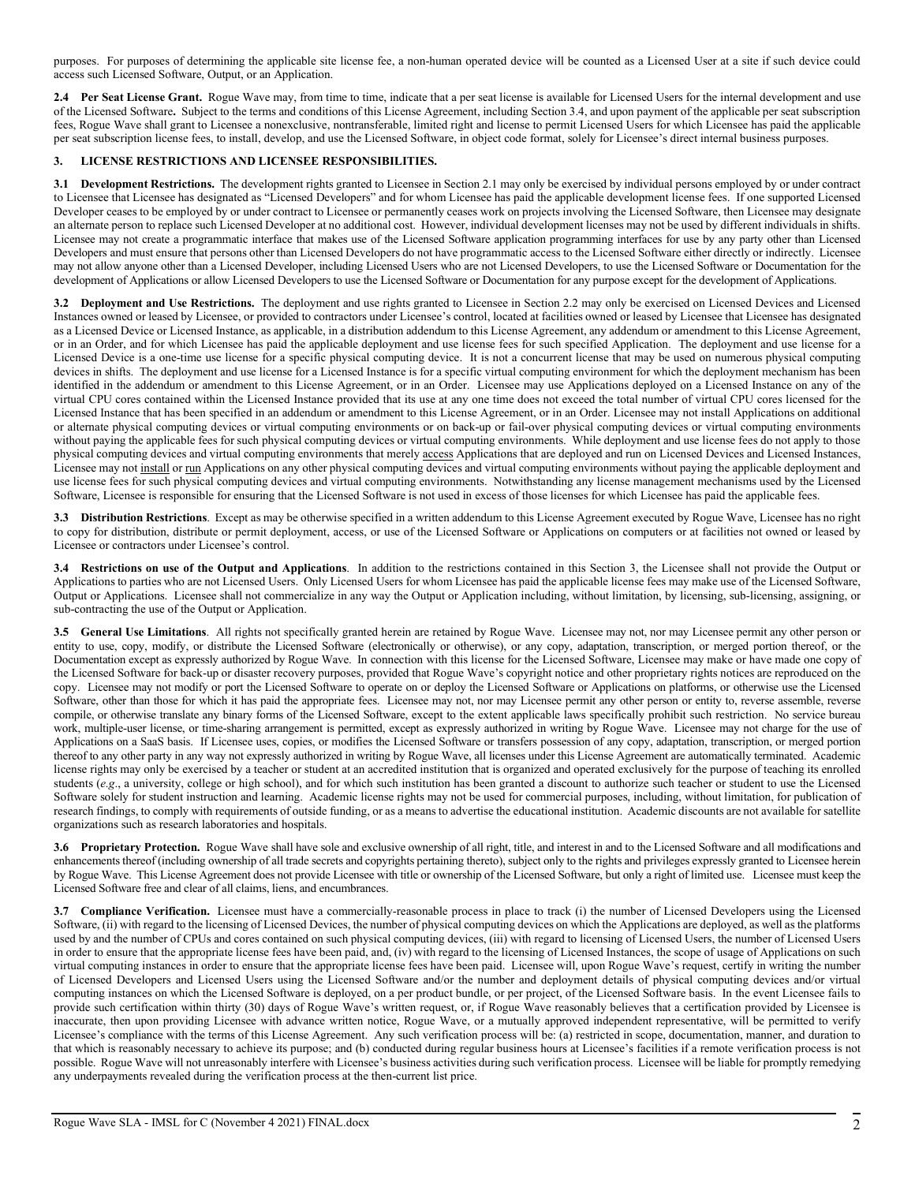purposes. For purposes of determining the applicable site license fee, a non-human operated device will be counted as a Licensed User at a site if such device could access such Licensed Software, Output, or an Application.

**2.4 Per Seat License Grant.** Rogue Wave may, from time to time, indicate that a per seat license is available for Licensed Users for the internal development and use of the Licensed Software**.** Subject to the terms and conditions of this License Agreement, including Section 3.4, and upon payment of the applicable per seat subscription fees, Rogue Wave shall grant to Licensee a nonexclusive, nontransferable, limited right and license to permit Licensed Users for which Licensee has paid the applicable per seat subscription license fees, to install, develop, and use the Licensed Software, in object code format, solely for Licensee's direct internal business purposes.

## 3. LICENSE RESTRICTIONS AND LICENSEE RESPONSIBILITIES.

**3.1 Development Restrictions.** The development rights granted to Licensee in Section 2.1 may only be exercised by individual persons employed by or under contract to Licensee that Licensee has designated as "Licensed Developers" and for whom Licensee has paid the applicable development license fees. If one supported Licensed Developer ceases to be employed by or under contract to Licensee or permanently ceases work on projects involving the Licensed Software, then Licensee may designate an alternate person to replace such Licensed Developer at no additional cost. However, individual development licenses may not be used by different individuals in shifts. Licensee may not create a programmatic interface that makes use of the Licensed Software application programming interfaces for use by any party other than Licensed Developers and must ensure that persons other than Licensed Developers do not have programmatic access to the Licensed Software either directly or indirectly. Licensee may not allow anyone other than a Licensed Developer, including Licensed Users who are not Licensed Developers, to use the Licensed Software or Documentation for the development of Applications or allow Licensed Developers to use the Licensed Software or Documentation for any purpose except for the development of Applications.

**3.2 Deployment and Use Restrictions.** The deployment and use rights granted to Licensee in Section 2.2 may only be exercised on Licensed Devices and Licensed Instances owned or leased by Licensee, or provided to contractors under Licensee's control, located at facilities owned or leased by Licensee that Licensee has designated as a Licensed Device or Licensed Instance, as applicable, in a distribution addendum to this License Agreement, any addendum or amendment to this License Agreement, or in an Order, and for which Licensee has paid the applicable deployment and use license fees for such specified Application. The deployment and use license for a Licensed Device is a one-time use license for a specific physical computing device. It is not a concurrent license that may be used on numerous physical computing devices in shifts. The deployment and use license for a Licensed Instance is for a specific virtual computing environment for which the deployment mechanism has been identified in the addendum or amendment to this License Agreement, or in an Order. Licensee may use Applications deployed on a Licensed Instance on any of the virtual CPU cores contained within the Licensed Instance provided that its use at any one time does not exceed the total number of virtual CPU cores licensed for the Licensed Instance that has been specified in an addendum or amendment to this License Agreement, or in an Order. Licensee may not install Applications on additional or alternate physical computing devices or virtual computing environments or on back-up or fail-over physical computing devices or virtual computing environments without paying the applicable fees for such physical computing devices or virtual computing environments. While deployment and use license fees do not apply to those physical computing devices and virtual computing environments that merely <u>access</u> Applications that are deployed and run on Licensed Devices and Licensed Instances, Licensee may not <u>install</u> or <u>run</u> Applications on any other physical computing devices and virtual computing environments without paying the applicable deployment and use license fees for such physical computing devices and virtual computing environments. Notwithstanding any license management mechanisms used by the Licensed Software, Licensee is responsible for ensuring that the Licensed Software is not used in excess of those licenses for which Licensee has paid the applicable fees.

**3.3 Distribution Restrictions**. Except as may be otherwise specified in a written addendum to this License Agreement executed by Rogue Wave, Licensee has no right to copy for distribution, distribute or permit deployment, access, or use of the Licensed Software or Applications on computers or at facilities not owned or leased by Licensee or contractors under Licensee's control.

**3.4 Restrictions on use of the Output and Applications**. In addition to the restrictions contained in this Section 3, the Licensee shall not provide the Output or Applications to parties who are not Licensed Users. Only Licensed Users for whom Licensee has paid the applicable license fees may make use of the Licensed Software, Output or Applications. Licensee shall not commercialize in any way the Output or Application including, without limitation, by licensing, sub-licensing, assigning, or sub-contracting the use of the Output or Application.

**3.5 General Use Limitations**. All rights not specifically granted herein are retained by Rogue Wave. Licensee may not, nor may Licensee permit any other person or entity to use, copy, modify, or distribute the Licensed Software (electronically or otherwise), or any copy, adaptation, transcription, or merged portion thereof, or the Documentation except as expressly authorized by Rogue Wave. In connection with this license for the Licensed Software, Licensee may make or have made one copy of the Licensed Software for back-up or disaster recovery purposes, provided that Rogue Wave's copyright notice and other proprietary rights notices are reproduced on the copy. Licensee may not modify or port the Licensed Software to operate on or deploy the Licensed Software or Applications on platforms, or otherwise use the Licensed Software, other than those for which it has paid the appropriate fees. Licensee may not, nor may Licensee permit any other person or entity to, reverse assemble, reverse compile, or otherwise translate any binary forms of the Licensed Software, except to the extent applicable laws specifically prohibit such restriction. No service bureau work, multiple-user license, or time-sharing arrangement is permitted, except as expressly authorized in writing by Rogue Wave. Licensee may not charge for the use of Applications on a SaaS basis. If Licensee uses, copies, or modifies the Licensed Software or transfers possession of any copy, adaptation, transcription, or merged portion thereof to any other party in any way not expressly authorized in writing by Rogue Wave, all licenses under this License Agreement are automatically terminated. Academic license rights may only be exercised by a teacher or student at an accredited institution that is organized and operated exclusively for the purpose of teaching its enrolled students (*e.g*., a university, college or high school), and for which such institution has been granted a discount to authorize such teacher or student to use the Licensed Software solely for student instruction and learning. Academic license rights may not be used for commercial purposes, including, without limitation, for publication of research findings, to comply with requirements of outside funding, or as a means to advertise the educational institution. Academic discounts are not available for satellite organizations such as research laboratories and hospitals.

**3.6 Proprietary Protection.** Rogue Wave shall have sole and exclusive ownership of all right, title, and interest in and to the Licensed Software and all modifications and enhancements thereof (including ownership of all trade secrets and copyrights pertaining thereto), subject only to the rights and privileges expressly granted to Licensee herein by Rogue Wave. This License Agreement does not provide Licensee with title or ownership of the Licensed Software, but only a right of limited use. Licensee must keep the Licensed Software free and clear of all claims, liens, and encumbrances.

**3.7 Compliance Verification.** Licensee must have a commercially-reasonable process in place to track (i) the number of Licensed Developers using the Licensed Software, (ii) with regard to the licensing of Licensed Devices, the number of physical computing devices on which the Applications are deployed, as well as the platforms used by and the number of CPUs and cores contained on such physical computing devices, (iii) with regard to licensing of Licensed Users, the number of Licensed Users in order to ensure that the appropriate license fees have been paid, and, (iv) with regard to the licensing of Licensed Instances, the scope of usage of Applications on such virtual computing instances in order to ensure that the appropriate license fees have been paid. Licensee will, upon Rogue Wave's request, certify in writing the number of Licensed Developers and Licensed Users using the Licensed Software and/or the number and deployment details of physical computing devices and/or virtual computing instances on which the Licensed Software is deployed, on a per product bundle, or per project, of the Licensed Software basis. In the event Licensee fails to provide such certification within thirty (30) days of Rogue Wave's written request, or, if Rogue Wave reasonably believes that a certification provided by Licensee is inaccurate, then upon providing Licensee with advance written notice, Rogue Wave, or a mutually approved independent representative, will be permitted to verify Licensee's compliance with the terms of this License Agreement. Any such verification process will be: (a) restricted in scope, documentation, manner, and duration to that which is reasonably necessary to achieve its purpose; and (b) conducted during regular business hours at Licensee's facilities if a remote verification process is not possible. Rogue Wave will not unreasonably interfere with Licensee's business activities during such verification process. Licensee will be liable for promptly remedying any underpayments revealed during the verification process at the then-current list price.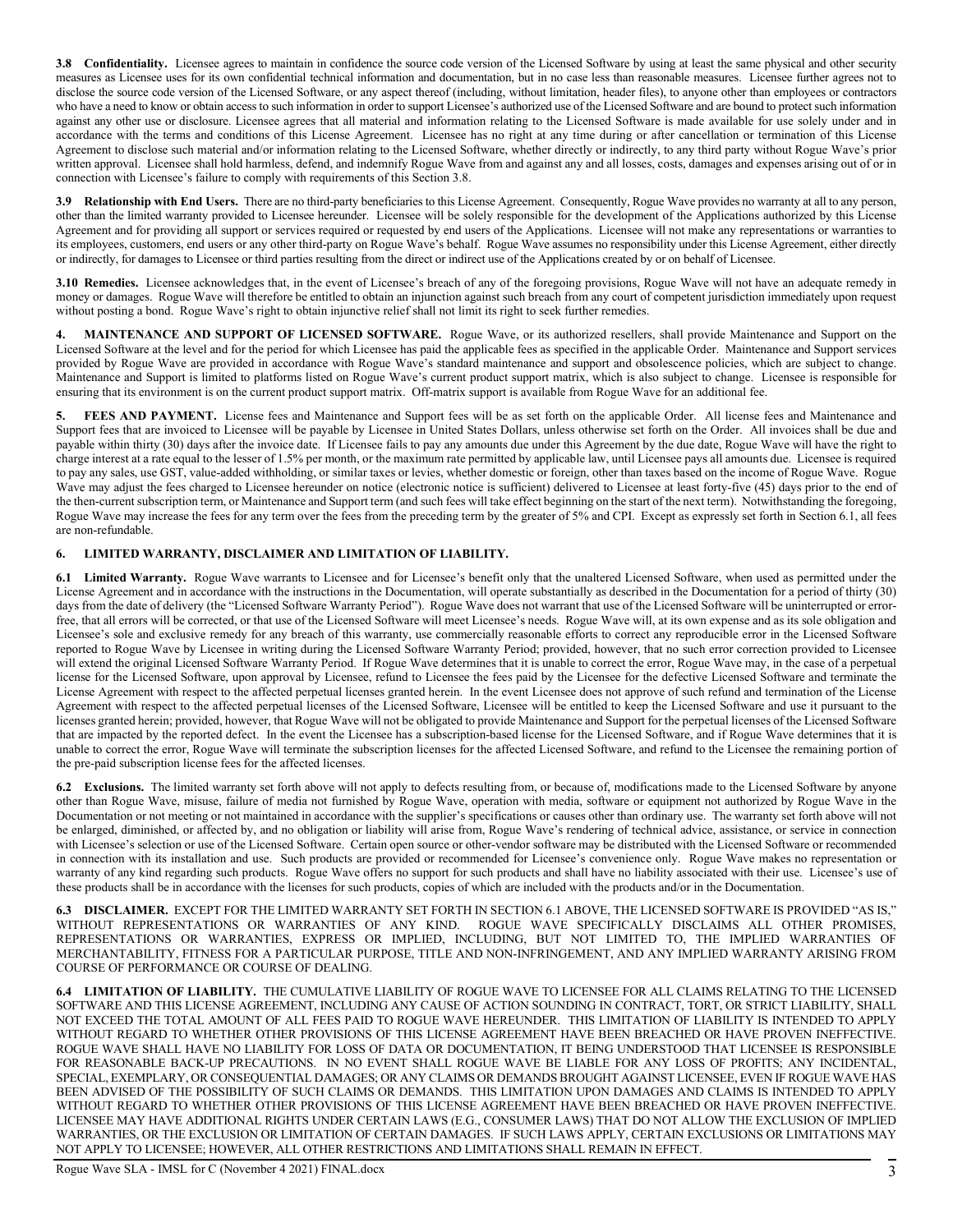**3.8 Confidentiality.** Licensee agrees to maintain in confidence the source code version of the Licensed Software by using at least the same physical and other security measures as Licensee uses for its own confidential technical information and documentation, but in no case less than reasonable measures. Licensee further agrees not to disclose the source code version of the Licensed Software, or any aspect thereof (including, without limitation, header files), to anyone other than employees or contractors who have a need to know or obtain access to such information in order to support Licensee's authorized use of the Licensed Software and are bound to protect such information against any other use or disclosure. Licensee agrees that all material and information relating to the Licensed Software is made available for use solely under and in accordance with the terms and conditions of this License Agreement. Licensee has no right at any time during or after cancellation or termination of this License Agreement to disclose such material and/or information relating to the Licensed Software, whether directly or indirectly, to any third party without Rogue Wave's prior written approval. Licensee shall hold harmless, defend, and indemnify Rogue Wave from and against any and all losses, costs, damages and expenses arising out of or in connection with Licensee's failure to comply with requirements of this Section 3.8.

**3.9 Relationship with End Users.** There are no third-party beneficiaries to this License Agreement. Consequently, Rogue Wave provides no warranty at all to any person, other than the limited warranty provided to Licensee hereunder. Licensee will be solely responsible for the development of the Applications authorized by this License Agreement and for providing all support or services required or requested by end users of the Applications. Licensee will not make any representations or warranties to its employees, customers, end users or any other third-party on Rogue Wave's behalf. Rogue Wave assumes no responsibility under this License Agreement, either directly or indirectly, for damages to Licensee or third parties resulting from the direct or indirect use of the Applications created by or on behalf of Licensee.

**3.10 Remedies.** Licensee acknowledges that, in the event of Licensee's breach of any of the foregoing provisions, Rogue Wave will not have an adequate remedy in money or damages. Rogue Wave will therefore be entitled to obtain an injunction against such breach from any court of competent jurisdiction immediately upon request without posting a bond. Rogue Wave's right to obtain injunctive relief shall not limit its right to seek further remedies.

**4. MAINTENANCE AND SUPPORT OF LICENSED SOFTWARE.** Rogue Wave, or its authorized resellers, shall provide Maintenance and Support on the Licensed Software at the level and for the period for which Licensee has paid the applicable fees as specified in the applicable Order. Maintenance and Support services provided by Rogue Wave are provided in accordance with Rogue Wave's standard maintenance and support and obsolescence policies, which are subject to change. Maintenance and Support is limited to platforms listed on Rogue Wave's current product support matrix, which is also subject to change. Licensee is responsible for ensuring that its environment is on the current product support matrix. Off-matrix support is available from Rogue Wave for an additional fee.

**5. FEES AND PAYMENT.** License fees and Maintenance and Support fees will be as set forth on the applicable Order. All license fees and Maintenance and Support fees that are invoiced to Licensee will be payable by Licensee in United States Dollars, unless otherwise set forth on the Order. All invoices shall be due and payable within thirty (30) days after the invoice date. If Licensee fails to pay any amounts due under this Agreement by the due date, Rogue Wave will have the right to charge interest at a rate equal to the lesser of 1.5% per month, or the maximum rate permitted by applicable law, until Licensee pays all amounts due. Licensee is required to pay any sales, use GST, value-added withholding, or similar taxes or levies, whether domestic or foreign, other than taxes based on the income of Rogue Wave. Rogue Wave may adjust the fees charged to Licensee hereunder on notice (electronic notice is sufficient) delivered to Licensee at least forty-five (45) days prior to the end of the then-current subscription term, or Maintenance and Support term (and such fees will take effect beginning on the start of the next term). Notwithstanding the foregoing, Rogue Wave may increase the fees for any term over the fees from the preceding term by the greater of 5% and CPI. Except as expressly set forth in Section 6.1, all fees are non-refundable.

## 6. LIMITED WARRANTY, DISCLAIMER AND LIMITATION OF LIABILITY.

**6.1 Limited Warranty.** Rogue Wave warrants to Licensee and for Licensee's benefit only that the unaltered Licensed Software, when used as permitted under the License Agreement and in accordance with the instructions in the Documentation, will operate substantially as described in the Documentation for a period of thirty (30) days from the date of delivery (the "Licensed Software Warranty Period"). Rogue Wave does not warrant that use of the Licensed Software will be uninterrupted or error-free, that all errors will be corrected, or that use of the Licensed Software will meet Licensee's needs. Rogue Wave will, at its own expense and as its sole obligation and Licensee's sole and exclusive remedy for any breach of this warranty, use commercially reasonable efforts to correct any reproducible error in the Licensed Software reported to Rogue Wave by Licensee in writing during the Licensed Software Warranty Period; provided, however, that no such error correction provided to Licensee will extend the original Licensed Software Warranty Period. If Rogue Wave determines that it is unable to correct the error, Rogue Wave may, in the case of a perpetual license for the Licensed Software, upon approval by Licensee, refund to Licensee the fees paid by the Licensee for the defective Licensed Software and terminate the License Agreement with respect to the affected perpetual licenses granted herein. In the event Licensee does not approve of such refund and termination of the License Agreement with respect to the affected perpetual licenses of the Licensed Software, Licensee will be entitled to keep the Licensed Software and use it pursuant to the licenses granted herein; provided, however, that Rogue Wave will not be obligated to provide Maintenance and Support for the perpetual licenses of the Licensed Software that are impacted by the reported defect. In the event the Licensee has a subscription-based license for the Licensed Software, and if Rogue Wave determines that it is unable to correct the error, Rogue Wave will terminate the subscription licenses for the affected Licensed Software, and refund to the Licensee the remaining portion of the pre-paid subscription license fees for the affected licenses.

**6.2 Exclusions.** The limited warranty set forth above will not apply to defects resulting from, or because of, modifications made to the Licensed Software by anyone other than Rogue Wave, misuse, failure of media not furnished by Rogue Wave, operation with media, software or equipment not authorized by Rogue Wave in the Documentation or not meeting or not maintained in accordance with the supplier's specifications or causes other than ordinary use. The warranty set forth above will not be enlarged, diminished, or affected by, and no obligation or liability will arise from, Rogue Wave's rendering of technical advice, assistance, or service in connection with Licensee's selection or use of the Licensed Software. Certain open source or other-vendor software may be distributed with the Licensed Software or recommended in connection with its installation and use. Such products are provided or recommended for Licensee's convenience only. Rogue Wave makes no representation or warranty of any kind regarding such products. Rogue Wave offers no support for such products and shall have no liability associated with their use. Licensee's use of these products shall be in accordance with the licenses for such products, copies of which are included with the products and/or in the Documentation.

**6.3 DISCLAIMER.** EXCEPT FOR THE LIMITED WARRANTY SET FORTH IN SECTION 6.1 ABOVE, THE LICENSED SOFTWARE IS PROVIDED "AS IS," WITHOUT REPRESENTATIONS OR WARRANTIES OF ANY KIND. ROGUE WAVE SPECIFICALLY DISCLAIMS ALL OTHER PROMISES, REPRESENTATIONS OR WARRANTIES, EXPRESS OR IMPLIED, INCLUDING, BUT NOT LIMITED TO, THE IMPLIED WARRANTIES OF MERCHANTABILITY, FITNESS FOR A PARTICULAR PURPOSE, TITLE AND NON-INFRINGEMENT, AND ANY IMPLIED WARRANTY ARISING FROM COURSE OF PERFORMANCE OR COURSE OF DEALING.

**6.4 LIMITATION OF LIABILITY.** THE CUMULATIVE LIABILITY OF ROGUE WAVE TO LICENSEE FOR ALL CLAIMS RELATING TO THE LICENSED SOFTWARE AND THIS LICENSE AGREEMENT, INCLUDING ANY CAUSE OF ACTION SOUNDING IN CONTRACT, TORT, OR STRICT LIABILITY, SHALL NOT EXCEED THE TOTAL AMOUNT OF ALL FEES PAID TO ROGUE WAVE HEREUNDER. THIS LIMITATION OF LIABILITY IS INTENDED TO APPLY WITHOUT REGARD TO WHETHER OTHER PROVISIONS OF THIS LICENSE AGREEMENT HAVE BEEN BREACHED OR HAVE PROVEN INEFFECTIVE. ROGUE WAVE SHALL HAVE NO LIABILITY FOR LOSS OF DATA OR DOCUMENTATION, IT BEING UNDERSTOOD THAT LICENSEE IS RESPONSIBLE FOR REASONABLE BACK-UP PRECAUTIONS. IN NO EVENT SHALL ROGUE WAVE BE LIABLE FOR ANY LOSS OF PROFITS; ANY INCIDENTAL, SPECIAL, EXEMPLARY, OR CONSEQUENTIAL DAMAGES; OR ANY CLAIMS OR DEMANDS BROUGHT AGAINST LICENSEE, EVEN IF ROGUE WAVE HAS BEEN ADVISED OF THE POSSIBILITY OF SUCH CLAIMS OR DEMANDS. THIS LIMITATION UPON DAMAGES AND CLAIMS IS INTENDED TO APPLY WITHOUT REGARD TO WHETHER OTHER PROVISIONS OF THIS LICENSE AGREEMENT HAVE BEEN BREACHED OR HAVE PROVEN INEFFECTIVE. LICENSEE MAY HAVE ADDITIONAL RIGHTS UNDER CERTAIN LAWS (E.G., CONSUMER LAWS) THAT DO NOT ALLOW THE EXCLUSION OF IMPLIED WARRANTIES, OR THE EXCLUSION OR LIMITATION OF CERTAIN DAMAGES. IF SUCH LAWS APPLY, CERTAIN EXCLUSIONS OR LIMITATIONS MAY NOT APPLY TO LICENSEE; HOWEVER, ALL OTHER RESTRICTIONS AND LIMITATIONS SHALL REMAIN IN EFFECT.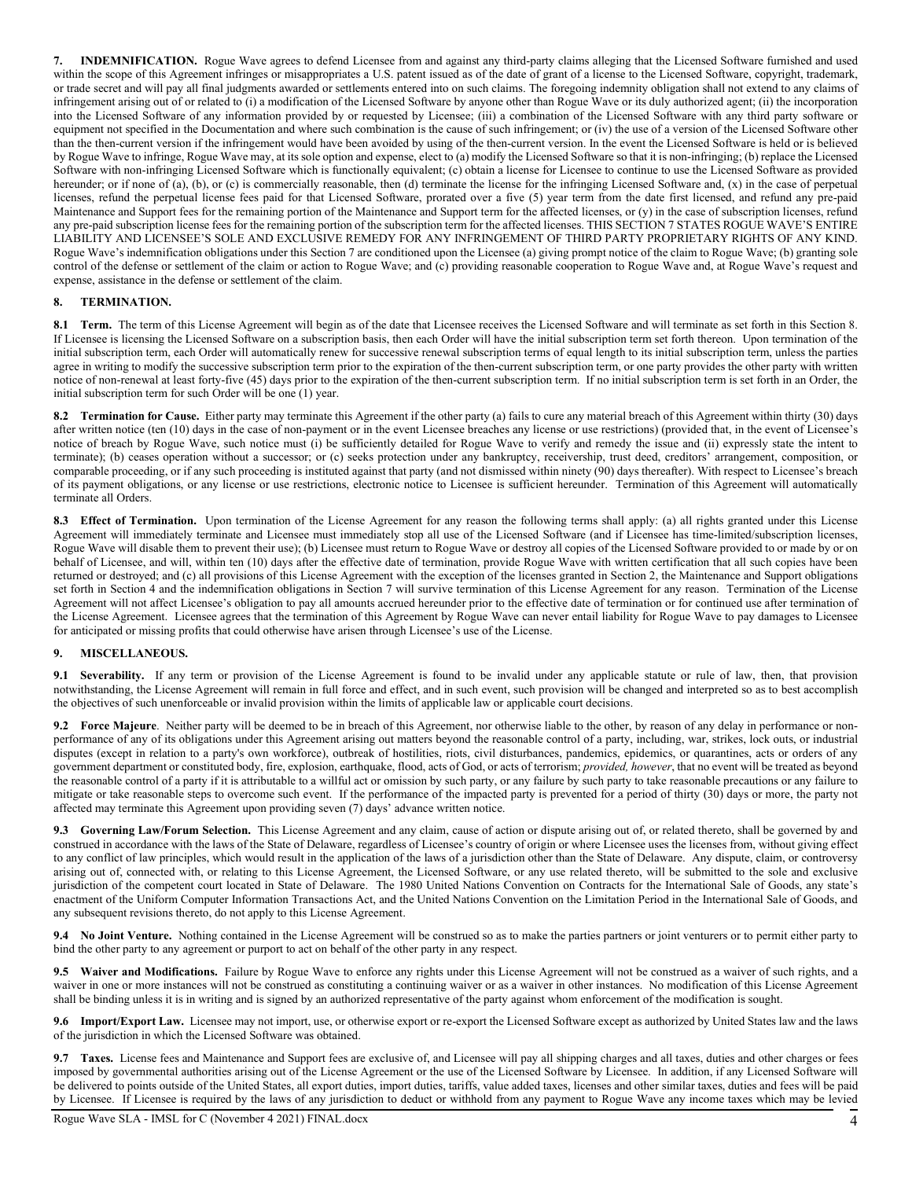**7. INDEMNIFICATION.** Rogue Wave agrees to defend Licensee from and against any third-party claims alleging that the Licensed Software furnished and used within the scope of this Agreement infringes or misappropriates a U.S. patent issued as of the date of grant of a license to the Licensed Software, copyright, trademark, or trade secret and will pay all final judgments awarded or settlements entered into on such claims. The foregoing indemnity obligation shall not extend to any claims of infringement arising out of or related to (i) a modification of the Licensed Software by anyone other than Rogue Wave or its duly authorized agent; (ii) the incorporation into the Licensed Software of any information provided by or requested by Licensee; (iii) a combination of the Licensed Software with any third party software or equipment not specified in the Documentation and where such combination is the cause of such infringement; or (iv) the use of a version of the Licensed Software other than the then-current version if the infringement would have been avoided by using of the then-current version. In the event the Licensed Software is held or is believed by Rogue Wave to infringe, Rogue Wave may, at its sole option and expense, elect to (a) modify the Licensed Software so that it is non-infringing; (b) replace the Licensed Software with non-infringing Licensed Software which is functionally equivalent; (c) obtain a license for Licensee to continue to use the Licensed Software as provided hereunder; or if none of (a), (b), or (c) is commercially reasonable, then (d) terminate the license for the infringing Licensed Software and, (x) in the case of perpetual licenses, refund the perpetual license fees paid for that Licensed Software, prorated over a five (5) year term from the date first licensed, and refund any pre-paid Maintenance and Support fees for the remaining portion of the Maintenance and Support term for the affected licenses, or (y) in the case of subscription licenses, refund any pre-paid subscription license fees for the remaining portion of the subscription term for the affected licenses. THIS SECTION 7 STATES ROGUE WAVE'S ENTIRE LIABILITY AND LICENSEE'S SOLE AND EXCLUSIVE REMEDY FOR ANY INFRINGEMENT OF THIRD PARTY PROPRIETARY RIGHTS OF ANY KIND. Rogue Wave's indemnification obligations under this Section 7 are conditioned upon the Licensee (a) giving prompt notice of the claim to Rogue Wave; (b) granting sole control of the defense or settlement of the claim or action to Rogue Wave; and (c) providing reasonable cooperation to Rogue Wave and, at Rogue Wave's request and expense, assistance in the defense or settlement of the claim.

**8. TERMINATION.**

**8.1 Term.** The term of this License Agreement will begin as of the date that Licensee receives the Licensed Software and will terminate as set forth in this Section 8. If Licensee is licensing the Licensed Software on a subscription basis, then each Order will have the initial subscription term set forth thereon. Upon termination of the initial subscription term, each Order will automatically renew for successive renewal subscription terms of equal length to its initial subscription term, unless the parties agree in writing to modify the successive subscription term prior to the expiration of the then-current subscription term, or one party provides the other party with written notice of non-renewal at least forty-five (45) days prior to the expiration of the then-current subscription term. If no initial subscription term is set forth in an Order, the initial subscription term for such Order will be one (1) year.

**8.2 Termination for Cause.** Either party may terminate this Agreement if the other party (a) fails to cure any material breach of this Agreement within thirty (30) days after written notice (ten (10) days in the case of non-payment or in the event Licensee breaches any license or use restrictions) (provided that, in the event of Licensee's notice of breach by Rogue Wave, such notice must (i) be sufficiently detailed for Rogue Wave to verify and remedy the issue and (ii) expressly state the intent to terminate); (b) ceases operation without a successor; or (c) seeks protection under any bankruptcy, receivership, trust deed, creditors' arrangement, composition, or comparable proceeding, or if any such proceeding is instituted against that party (and not dismissed within ninety (90) days thereafter). With respect to Licensee's breach of its payment obligations, or any license or use restrictions, electronic notice to Licensee is sufficient hereunder. Termination of this Agreement will automatically terminate all Orders.

**8.3 Effect of Termination.** Upon termination of the License Agreement for any reason the following terms shall apply: (a) all rights granted under this License Agreement will immediately terminate and Licensee must immediately stop all use of the Licensed Software (and if Licensee has time-limited/subscription licenses, Rogue Wave will disable them to prevent their use); (b) Licensee must return to Rogue Wave or destroy all copies of the Licensed Software provided to or made by or on behalf of Licensee, and will, within ten (10) days after the effective date of termination, provide Rogue Wave with written certification that all such copies have been returned or destroyed; and (c) all provisions of this License Agreement with the exception of the licenses granted in Section 2, the Maintenance and Support obligations set forth in Section 4 and the indemnification obligations in Section 7 will survive termination of this License Agreement for any reason. Termination of the License Agreement will not affect Licensee's obligation to pay all amounts accrued hereunder prior to the effective date of termination or for continued use after termination of the License Agreement. Licensee agrees that the termination of this Agreement by Rogue Wave can never entail liability for Rogue Wave to pay damages to Licensee for anticipated or missing profits that could otherwise have arisen through Licensee's use of the License.

**9. MISCELLANEOUS.**

**9.1 Severability.** If any term or provision of the License Agreement is found to be invalid under any applicable statute or rule of law, then, that provision notwithstanding, the License Agreement will remain in full force and effect, and in such event, such provision will be changed and interpreted so as to best accomplish the objectives of such unenforceable or invalid provision within the limits of applicable law or applicable court decisions.

**9.2 Force Majeure**. Neither party will be deemed to be in breach of this Agreement, nor otherwise liable to the other, by reason of any delay in performance or non-performance of any of its obligations under this Agreement arising out matters beyond the reasonable control of a party, including, war, strikes, lock outs, or industrial disputes (except in relation to a party's own workforce), outbreak of hostilities, riots, civil disturbances, pandemics, epidemics, or quarantines, acts or orders of any government department or constituted body, fire, explosion, earthquake, flood, acts of God, or acts of terrorism; *provided, however*, that no event will be treated as beyond the reasonable control of a party if it is attributable to a willful act or omission by such party, or any failure by such party to take reasonable precautions or any failure to mitigate or take reasonable steps to overcome such event. If the performance of the impacted party is prevented for a period of thirty (30) days or more, the party not affected may terminate this Agreement upon providing seven (7) days' advance written notice.

**9.3 Governing Law/Forum Selection.** This License Agreement and any claim, cause of action or dispute arising out of, or related thereto, shall be governed by and construed in accordance with the laws of the State of Delaware, regardless of Licensee's country of origin or where Licensee uses the licenses from, without giving effect to any conflict of law principles, which would result in the application of the laws of a jurisdiction other than the State of Delaware. Any dispute, claim, or controversy arising out of, connected with, or relating to this License Agreement, the Licensed Software, or any use related thereto, will be submitted to the sole and exclusive jurisdiction of the competent court located in State of Delaware. The 1980 United Nations Convention on Contracts for the International Sale of Goods, any state's enactment of the Uniform Computer Information Transactions Act, and the United Nations Convention on the Limitation Period in the International Sale of Goods, and any subsequent revisions thereto, do not apply to this License Agreement.

**9.4 No Joint Venture.** Nothing contained in the License Agreement will be construed so as to make the parties partners or joint venturers or to permit either party to bind the other party to any agreement or purport to act on behalf of the other party in any respect.

**9.5 Waiver and Modifications.** Failure by Rogue Wave to enforce any rights under this License Agreement will not be construed as a waiver of such rights, and a waiver in one or more instances will not be construed as constituting a continuing waiver or as a waiver in other instances. No modification of this License Agreement shall be binding unless it is in writing and is signed by an authorized representative of the party against whom enforcement of the modification is sought.

**9.6 Import/Export Law.** Licensee may not import, use, or otherwise export or re-export the Licensed Software except as authorized by United States law and the laws of the jurisdiction in which the Licensed Software was obtained.

**9.7 Taxes.** License fees and Maintenance and Support fees are exclusive of, and Licensee will pay all shipping charges and all taxes, duties and other charges or fees imposed by governmental authorities arising out of the License Agreement or the use of the Licensed Software by Licensee. In addition, if any Licensed Software will be delivered to points outside of the United States, all export duties, import duties, tariffs, value added taxes, licenses and other similar taxes, duties and fees will be paid by Licensee. If Licensee is required by the laws of any jurisdiction to deduct or withhold from any payment to Rogue Wave any income taxes which may be levied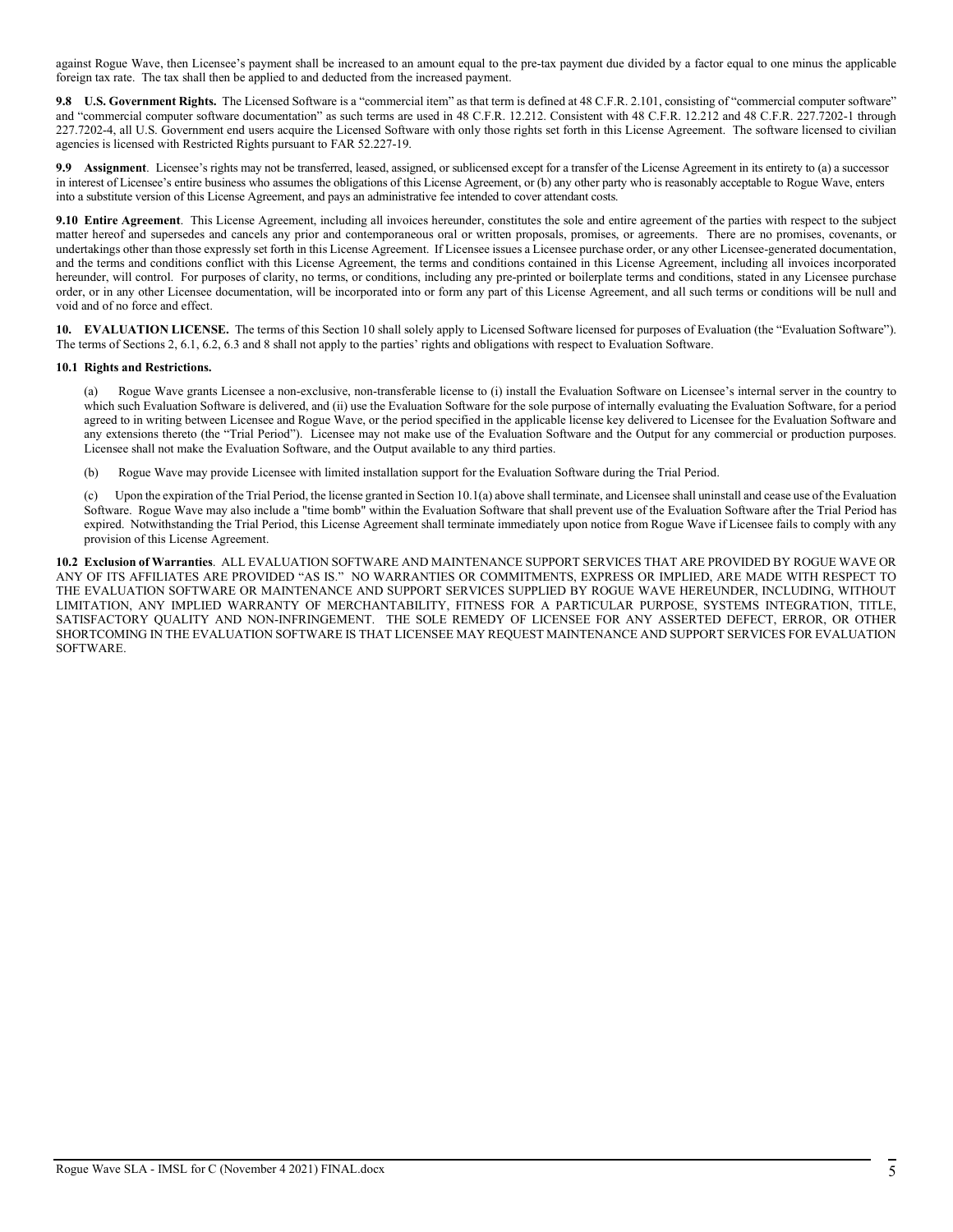against Rogue Wave, then Licensee's payment shall be increased to an amount equal to the pre-tax payment due divided by a factor equal to one minus the applicable foreign tax rate. The tax shall then be applied to and deducted from the increased payment.

**9.8 U.S. Government Rights.** The Licensed Software is a "commercial item" as that term is defined at 48 C.F.R. 2.101, consisting of "commercial computer software" and "commercial computer software documentation" as such terms are used in 48 C.F.R. 12.212. Consistent with 48 C.F.R. 12.212 and 48 C.F.R. 227.7202-1 through 227.7202-4, all U.S. Government end users acquire the Licensed Software with only those rights set forth in this License Agreement. The software licensed to civilian agencies is licensed with Restricted Rights pursuant to FAR 52.227-19.

**9.9 Assignment**. Licensee's rights may not be transferred, leased, assigned, or sublicensed except for a transfer of the License Agreement in its entirety to (a) a successor in interest of Licensee's entire business who assumes the obligations of this License Agreement, or (b) any other party who is reasonably acceptable to Rogue Wave, enters into a substitute version of this License Agreement, and pays an administrative fee intended to cover attendant costs.

**9.10 Entire Agreement**. This License Agreement, including all invoices hereunder, constitutes the sole and entire agreement of the parties with respect to the subject matter hereof and supersedes and cancels any prior and contemporaneous oral or written proposals, promises, or agreements. There are no promises, covenants, or undertakings other than those expressly set forth in this License Agreement. If Licensee issues a Licensee purchase order, or any other Licensee-generated documentation, and the terms and conditions conflict with this License Agreement, the terms and conditions contained in this License Agreement, including all invoices incorporated hereunder, will control. For purposes of clarity, no terms, or conditions, including any pre-printed or boilerplate terms and conditions, stated in any Licensee purchase order, or in any other Licensee documentation, will be incorporated into or form any part of this License Agreement, and all such terms or conditions will be null and void and of no force and effect.

**10. EVALUATION LICENSE.** The terms of this Section 10 shall solely apply to Licensed Software licensed for purposes of Evaluation (the "Evaluation Software"). The terms of Sections 2, 6.1, 6.2, 6.3 and 8 shall not apply to the parties' rights and obligations with respect to Evaluation Software.

**10.1 Rights and Restrictions.**

(a) Rogue Wave grants Licensee a non-exclusive, non-transferable license to (i) install the Evaluation Software on Licensee's internal server in the country to which such Evaluation Software is delivered, and (ii) use the Evaluation Software for the sole purpose of internally evaluating the Evaluation Software, for a period agreed to in writing between Licensee and Rogue Wave, or the period specified in the applicable license key delivered to Licensee for the Evaluation Software and any extensions thereto (the "Trial Period"). Licensee may not make use of the Evaluation Software and the Output for any commercial or production purposes. Licensee shall not make the Evaluation Software, and the Output available to any third parties.

(b) Rogue Wave may provide Licensee with limited installation support for the Evaluation Software during the Trial Period.

(c) Upon the expiration of the Trial Period, the license granted in Section 10.1(a) above shall terminate, and Licensee shall uninstall and cease use of the Evaluation Software. Rogue Wave may also include a "time bomb" within the Evaluation Software that shall prevent use of the Evaluation Software after the Trial Period has expired. Notwithstanding the Trial Period, this License Agreement shall terminate immediately upon notice from Rogue Wave if Licensee fails to comply with any provision of this License Agreement.

**10.2 Exclusion of Warranties**. ALL EVALUATION SOFTWARE AND MAINTENANCE SUPPORT SERVICES THAT ARE PROVIDED BY ROGUE WAVE OR ANY OF ITS AFFILIATES ARE PROVIDED "AS IS." NO WARRANTIES OR COMMITMENTS, EXPRESS OR IMPLIED, ARE MADE WITH RESPECT TO THE EVALUATION SOFTWARE OR MAINTENANCE AND SUPPORT SERVICES SUPPLIED BY ROGUE WAVE HEREUNDER, INCLUDING, WITHOUT LIMITATION, ANY IMPLIED WARRANTY OF MERCHANTABILITY, FITNESS FOR A PARTICULAR PURPOSE, SYSTEMS INTEGRATION, TITLE, SATISFACTORY QUALITY AND NON-INFRINGEMENT. THE SOLE REMEDY OF LICENSEE FOR ANY ASSERTED DEFECT, ERROR, OR OTHER SHORTCOMING IN THE EVALUATION SOFTWARE IS THAT LICENSEE MAY REQUEST MAINTENANCE AND SUPPORT SERVICES FOR EVALUATION SOFTWARE.